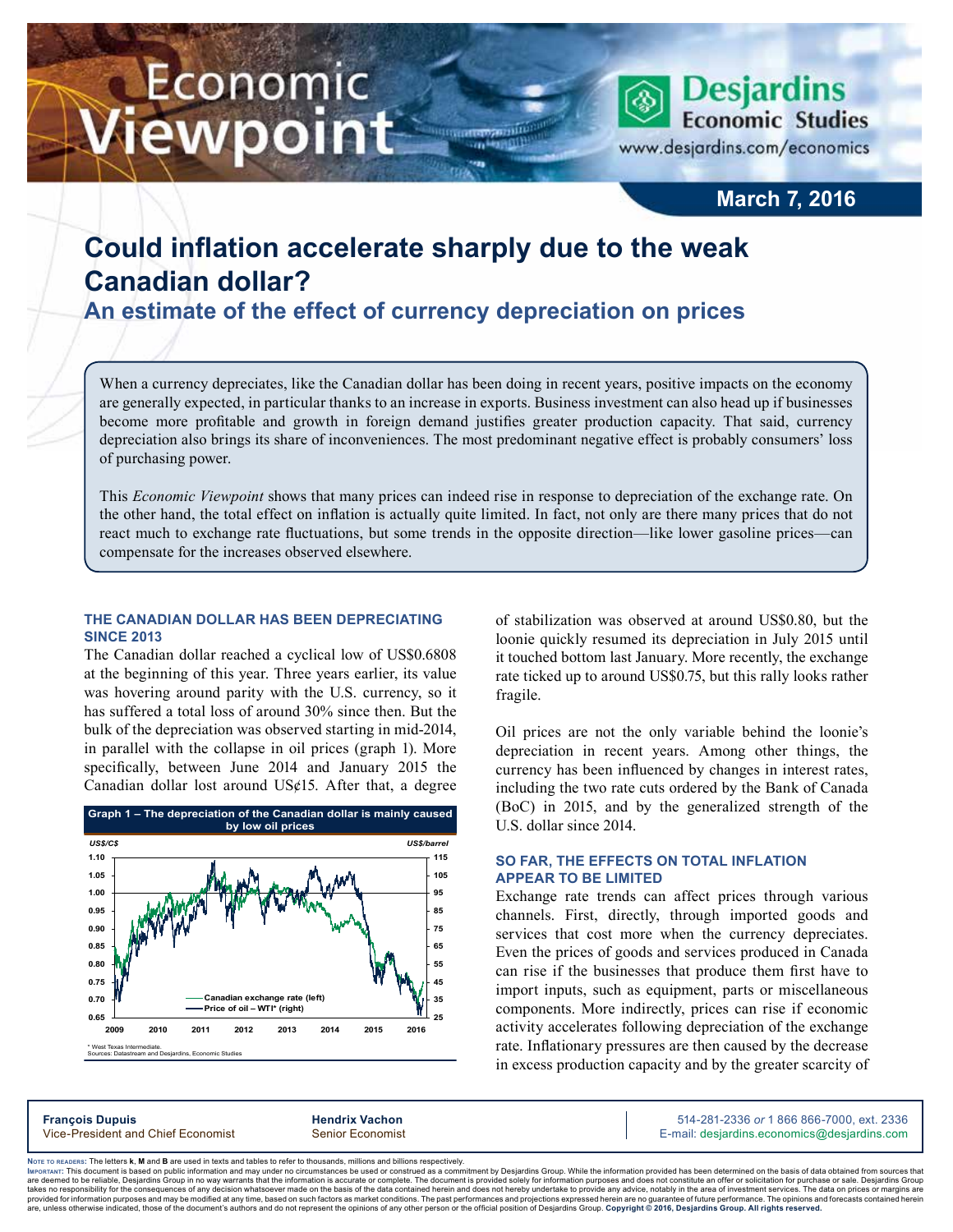# Economic Viewpoint

**Desjardins Economic Studies**
www.desjardins.com/economics

**March 7, 2016**

# Could inflation accelerate sharply due to the weak Canadian dollar?

## An estimate of the effect of currency depreciation on prices

When a currency depreciates, like the Canadian dollar has been doing in recent years, positive impacts on the economy are generally expected, in particular thanks to an increase in exports. Business investment can also head up if businesses become more profitable and growth in foreign demand justifies greater production capacity. That said, currency depreciation also brings its share of inconveniences. The most predominant negative effect is probably consumers' loss of purchasing power.

This *Economic Viewpoint* shows that many prices can indeed rise in response to depreciation of the exchange rate. On the other hand, the total effect on inflation is actually quite limited. In fact, not only are there many prices that do not react much to exchange rate fluctuations, but some trends in the opposite direction—like lower gasoline prices—can compensate for the increases observed elsewhere.

### THE CANADIAN DOLLAR HAS BEEN DEPRECIATING SINCE 2013

The Canadian dollar reached a cyclical low of US$0.6808 at the beginning of this year. Three years earlier, its value was hovering around parity with the U.S. currency, so it has suffered a total loss of around 30% since then. But the bulk of the depreciation was observed starting in mid-2014, in parallel with the collapse in oil prices (graph 1). More specifically, between June 2014 and January 2015 the Canadian dollar lost around US¢15. After that, a degree of stabilization was observed at around US$0.80, but the loonie quickly resumed its depreciation in July 2015 until it touched bottom last January. More recently, the exchange rate ticked up to around US$0.75, but this rally looks rather fragile.

**Graph 1 – The depreciation of the Canadian dollar is mainly caused by low oil prices**

\* West Texas Intermediate.
Sources: Datastream and Desjardins, Economic Studies

Oil prices are not the only variable behind the loonie's depreciation in recent years. Among other things, the currency has been influenced by changes in interest rates, including the two rate cuts ordered by the Bank of Canada (BoC) in 2015, and by the generalized strength of the U.S. dollar since 2014.

### SO FAR, THE EFFECTS ON TOTAL INFLATION APPEAR TO BE LIMITED

Exchange rate trends can affect prices through various channels. First, directly, through imported goods and services that cost more when the currency depreciates. Even the prices of goods and services produced in Canada can rise if the businesses that produce them first have to import inputs, such as equipment, parts or miscellaneous components. More indirectly, prices can rise if economic activity accelerates following depreciation of the exchange rate. Inflationary pressures are then caused by the decrease in excess production capacity and by the greater scarcity of

**François Dupuis**
Vice-President and Chief Economist

**Hendrix Vachon**
Senior Economist

514-281-2336 *or* 1 866 866-7000, ext. 2336
E-mail: desjardins.economics@desjardins.com

Note to readers: The letters **k**, **M** and **B** are used in texts and tables to refer to thousands, millions and billions respectively.
Important: This document is based on public information and may under no circumstances be used or construed as a commitment by Desjardins Group. While the information provided has been determined on the basis of data obtained from sources that are deemed to be reliable, Desjardins Group in no way warrants that the information is accurate or complete. The document is provided solely for information purposes and does not constitute an offer or solicitation for purchase or sale. Desjardins Group takes no responsibility for the consequences of any decision whatsoever made on the basis of the data contained herein and does not hereby undertake to provide any advice, notably in the area of investment services. The data on prices or margins are provided for information purposes and may be modified at any time, based on such factors as market conditions. The past performances and projections expressed herein are no guarantee of future performance. The opinions and forecasts contained herein are, unless otherwise indicated, those of the document's authors and do not represent the opinions of any other person or the official position of Desjardins Group. **Copyright © 2016, Desjardins Group. All rights reserved.**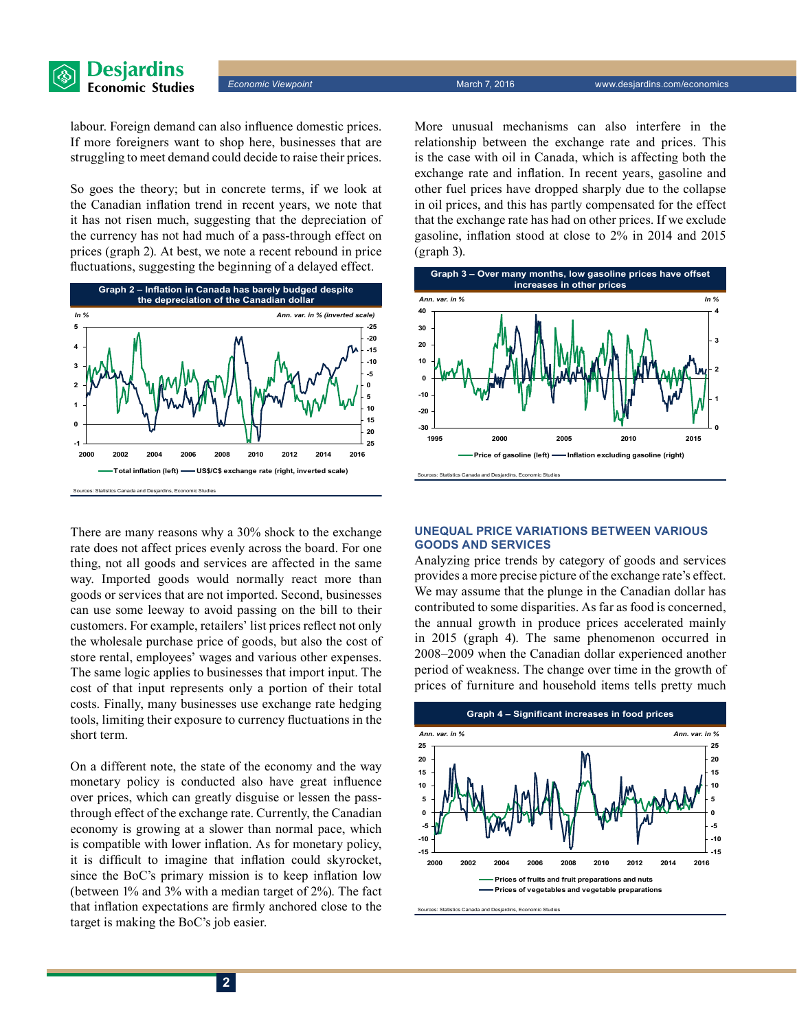labour. Foreign demand can also influence domestic prices. If more foreigners want to shop here, businesses that are struggling to meet demand could decide to raise their prices.

So goes the theory; but in concrete terms, if we look at the Canadian inflation trend in recent years, we note that it has not risen much, suggesting that the depreciation of the currency has not had much of a pass-through effect on prices (graph 2). At best, we note a recent rebound in price fluctuations, suggesting the beginning of a delayed effect.

**Graph 2 – Inflation in Canada has barely budged despite the depreciation of the Canadian dollar**

Sources: Statistics Canada and Desjardins, Economic Studies

There are many reasons why a 30% shock to the exchange rate does not affect prices evenly across the board. For one thing, not all goods and services are affected in the same way. Imported goods would normally react more than goods or services that are not imported. Second, businesses can use some leeway to avoid passing on the bill to their customers. For example, retailers' list prices reflect not only the wholesale purchase price of goods, but also the cost of store rental, employees' wages and various other expenses. The same logic applies to businesses that import input. The cost of that input represents only a portion of their total costs. Finally, many businesses use exchange rate hedging tools, limiting their exposure to currency fluctuations in the short term.

On a different note, the state of the economy and the way monetary policy is conducted also have great influence over prices, which can greatly disguise or lessen the pass-through effect of the exchange rate. Currently, the Canadian economy is growing at a slower than normal pace, which is compatible with lower inflation. As for monetary policy, it is difficult to imagine that inflation could skyrocket, since the BoC's primary mission is to keep inflation low (between 1% and 3% with a median target of 2%). The fact that inflation expectations are firmly anchored close to the target is making the BoC's job easier.

More unusual mechanisms can also interfere in the relationship between the exchange rate and prices. This is the case with oil in Canada, which is affecting both the exchange rate and inflation. In recent years, gasoline and other fuel prices have dropped sharply due to the collapse in oil prices, and this has partly compensated for the effect that the exchange rate has had on other prices. If we exclude gasoline, inflation stood at close to 2% in 2014 and 2015 (graph 3).

**Graph 3 – Over many months, low gasoline prices have offset increases in other prices**

Sources: Statistics Canada and Desjardins, Economic Studies

## UNEQUAL PRICE VARIATIONS BETWEEN VARIOUS GOODS AND SERVICES

Analyzing price trends by category of goods and services provides a more precise picture of the exchange rate's effect. We may assume that the plunge in the Canadian dollar has contributed to some disparities. As far as food is concerned, the annual growth in produce prices accelerated mainly in 2015 (graph 4). The same phenomenon occurred in 2008–2009 when the Canadian dollar experienced another period of weakness. The change over time in the growth of prices of furniture and household items tells pretty much

**Graph 4 – Significant increases in food prices**

Sources: Statistics Canada and Desjardins, Economic Studies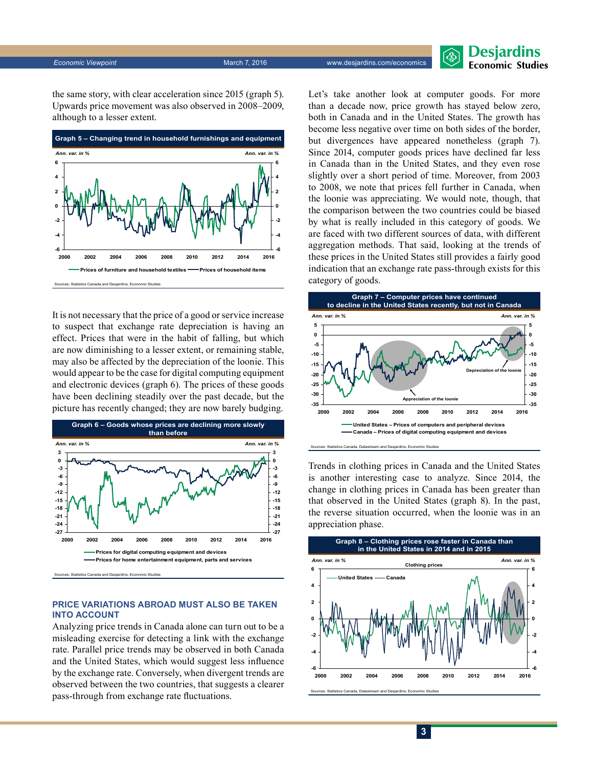the same story, with clear acceleration since 2015 (graph 5). Upwards price movement was also observed in 2008–2009, although to a lesser extent.

**Graph 5 – Changing trend in household furnishings and equipment**

Sources: Statistics Canada and Desjardins, Economic Studies

It is not necessary that the price of a good or service increase to suspect that exchange rate depreciation is having an effect. Prices that were in the habit of falling, but which are now diminishing to a lesser extent, or remaining stable, may also be affected by the depreciation of the loonie. This would appear to be the case for digital computing equipment and electronic devices (graph 6). The prices of these goods have been declining steadily over the past decade, but the picture has recently changed; they are now barely budging.

**Graph 6 – Goods whose prices are declining more slowly than before**

Sources: Statistics Canada and Desjardins, Economic Studies

## PRICE VARIATIONS ABROAD MUST ALSO BE TAKEN INTO ACCOUNT

Analyzing price trends in Canada alone can turn out to be a misleading exercise for detecting a link with the exchange rate. Parallel price trends may be observed in both Canada and the United States, which would suggest less influence by the exchange rate. Conversely, when divergent trends are observed between the two countries, that suggests a clearer pass-through from exchange rate fluctuations.

Let's take another look at computer goods. For more than a decade now, price growth has stayed below zero, both in Canada and in the United States. The growth has become less negative over time on both sides of the border, but divergences have appeared nonetheless (graph 7). Since 2014, computer goods prices have declined far less in Canada than in the United States, and they even rose slightly over a short period of time. Moreover, from 2003 to 2008, we note that prices fell further in Canada, when the loonie was appreciating. We would note, though, that the comparison between the two countries could be biased by what is really included in this category of goods. We are faced with two different sources of data, with different aggregation methods. That said, looking at the trends of these prices in the United States still provides a fairly good indication that an exchange rate pass-through exists for this category of goods.

**Graph 7 – Computer prices have continued to decline in the United States recently, but not in Canada**

Sources: Statistics Canada, Datastream and Desjardins, Economic Studies

Trends in clothing prices in Canada and the United States is another interesting case to analyze. Since 2014, the change in clothing prices in Canada has been greater than that observed in the United States (graph 8). In the past, the reverse situation occurred, when the loonie was in an appreciation phase.

**Graph 8 – Clothing prices rose faster in Canada than in the United States in 2014 and in 2015**

Sources: Statistics Canada, Datastream and Desjardins, Economic Studies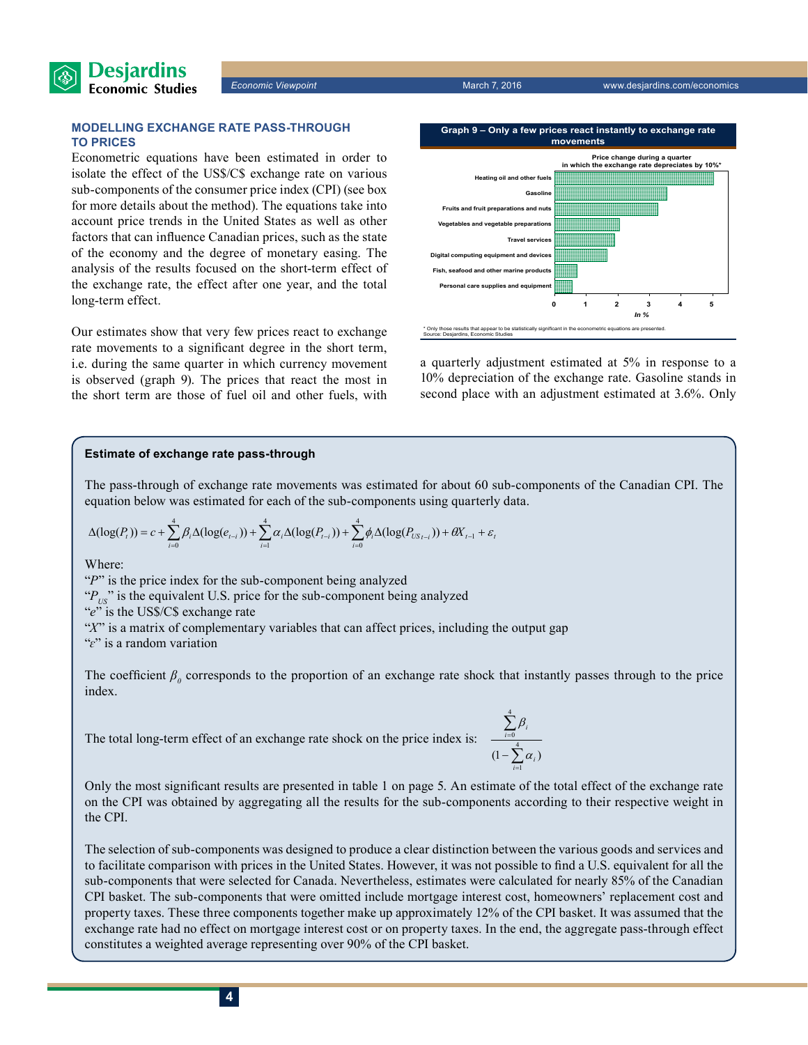## MODELLING EXCHANGE RATE PASS-THROUGH TO PRICES

Econometric equations have been estimated in order to isolate the effect of the US$/C$ exchange rate on various sub-components of the consumer price index (CPI) (see box for more details about the method). The equations take into account price trends in the United States as well as other factors that can influence Canadian prices, such as the state of the economy and the degree of monetary easing. The analysis of the results focused on the short-term effect of the exchange rate, the effect after one year, and the total long-term effect.

Our estimates show that very few prices react to exchange rate movements to a significant degree in the short term, i.e. during the same quarter in which currency movement is observed (graph 9). The prices that react the most in the short term are those of fuel oil and other fuels, with a quarterly adjustment estimated at 5% in response to a 10% depreciation of the exchange rate. Gasoline stands in second place with an adjustment estimated at 3.6%. Only

**Graph 9 – Only a few prices react instantly to exchange rate movements**

Price change during a quarter in which the exchange rate depreciates by 10%*

| Category | In % |
|---|---|
| Heating oil and other fuels | ~5.0 |
| Gasoline | ~3.6 |
| Fruits and fruit preparations and nuts | ~3.3 |
| Vegetables and vegetable preparations | ~2.1 |
| Travel services | ~1.9 |
| Digital computing equipment and devices | ~1.7 |
| Fish, seafood and other marine products | ~0.7 |
| Personal care supplies and equipment | ~0.6 |

\* Only those results that appear to be statistically significant in the econometric equations are presented.
Source: Desjardins, Economic Studies

---

**Estimate of exchange rate pass-through**

The pass-through of exchange rate movements was estimated for about 60 sub-components of the Canadian CPI. The equation below was estimated for each of the sub-components using quarterly data.

$$\Delta(\log(P_t)) = c + \sum_{i=0}^{4}\beta_i \Delta(\log(e_{t-i})) + \sum_{i=1}^{4}\alpha_i \Delta(\log(P_{t-i})) + \sum_{i=0}^{4}\phi_i \Delta(\log(P_{US_{t-i}})) + \theta X_{t-1} + \varepsilon_t$$

Where:

"$P$" is the price index for the sub-component being analyzed
"$P_{US}$" is the equivalent U.S. price for the sub-component being analyzed
"$e$" is the US$/C$ exchange rate
"$X$" is a matrix of complementary variables that can affect prices, including the output gap
"$\varepsilon$" is a random variation

The coefficient $\beta_0$ corresponds to the proportion of an exchange rate shock that instantly passes through to the price index.

The total long-term effect of an exchange rate shock on the price index is: $\dfrac{\sum_{i=0}^{4}\beta_i}{(1-\sum_{i=1}^{4}\alpha_i)}$

Only the most significant results are presented in table 1 on page 5. An estimate of the total effect of the exchange rate on the CPI was obtained by aggregating all the results for the sub-components according to their respective weight in the CPI.

The selection of sub-components was designed to produce a clear distinction between the various goods and services and to facilitate comparison with prices in the United States. However, it was not possible to find a U.S. equivalent for all the sub-components that were selected for Canada. Nevertheless, estimates were calculated for nearly 85% of the Canadian CPI basket. The sub-components that were omitted include mortgage interest cost, homeowners' replacement cost and property taxes. These three components together make up approximately 12% of the CPI basket. It was assumed that the exchange rate had no effect on mortgage interest cost or on property taxes. In the end, the aggregate pass-through effect constitutes a weighted average representing over 90% of the CPI basket.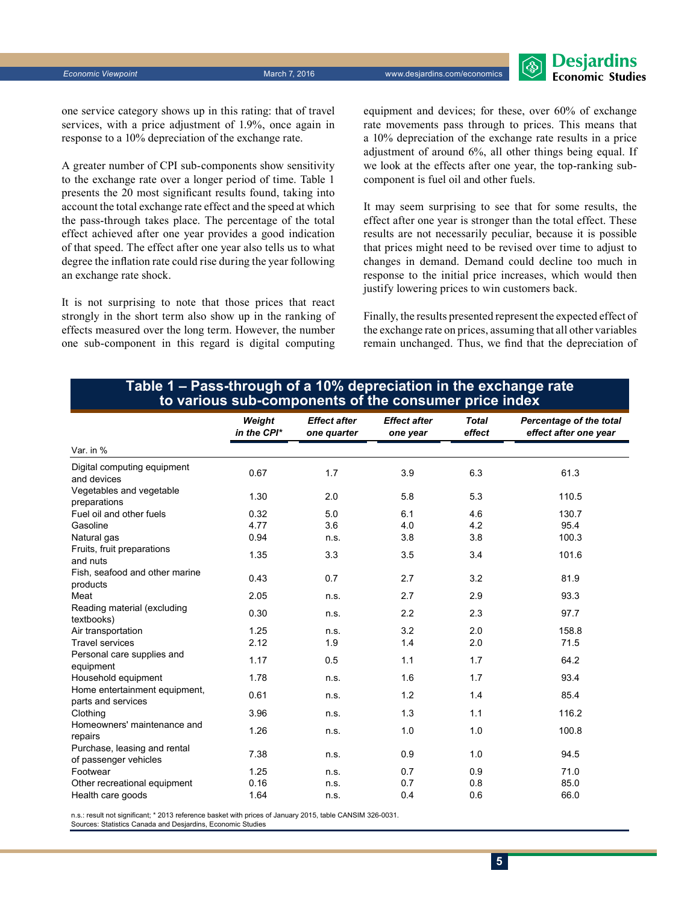one service category shows up in this rating: that of travel services, with a price adjustment of 1.9%, once again in response to a 10% depreciation of the exchange rate.

A greater number of CPI sub-components show sensitivity to the exchange rate over a longer period of time. Table 1 presents the 20 most significant results found, taking into account the total exchange rate effect and the speed at which the pass-through takes place. The percentage of the total effect achieved after one year provides a good indication of that speed. The effect after one year also tells us to what degree the inflation rate could rise during the year following an exchange rate shock.

It is not surprising to note that those prices that react strongly in the short term also show up in the ranking of effects measured over the long term. However, the number one sub-component in this regard is digital computing equipment and devices; for these, over 60% of exchange rate movements pass through to prices. This means that a 10% depreciation of the exchange rate results in a price adjustment of around 6%, all other things being equal. If we look at the effects after one year, the top-ranking sub-component is fuel oil and other fuels.

It may seem surprising to see that for some results, the effect after one year is stronger than the total effect. These results are not necessarily peculiar, because it is possible that prices might need to be revised over time to adjust to changes in demand. Demand could decline too much in response to the initial price increases, which would then justify lowering prices to win customers back.

Finally, the results presented represent the expected effect of the exchange rate on prices, assuming that all other variables remain unchanged. Thus, we find that the depreciation of

**Table 1 – Pass-through of a 10% depreciation in the exchange rate to various sub-components of the consumer price index**

| Var. in % | *Weight in the CPI** | *Effect after one quarter* | *Effect after one year* | *Total effect* | *Percentage of the total effect after one year* |
|---|---|---|---|---|---|
| Digital computing equipment and devices | 0.67 | 1.7 | 3.9 | 6.3 | 61.3 |
| Vegetables and vegetable preparations | 1.30 | 2.0 | 5.8 | 5.3 | 110.5 |
| Fuel oil and other fuels | 0.32 | 5.0 | 6.1 | 4.6 | 130.7 |
| Gasoline | 4.77 | 3.6 | 4.0 | 4.2 | 95.4 |
| Natural gas | 0.94 | n.s. | 3.8 | 3.8 | 100.3 |
| Fruits, fruit preparations and nuts | 1.35 | 3.3 | 3.5 | 3.4 | 101.6 |
| Fish, seafood and other marine products | 0.43 | 0.7 | 2.7 | 3.2 | 81.9 |
| Meat | 2.05 | n.s. | 2.7 | 2.9 | 93.3 |
| Reading material (excluding textbooks) | 0.30 | n.s. | 2.2 | 2.3 | 97.7 |
| Air transportation | 1.25 | n.s. | 3.2 | 2.0 | 158.8 |
| Travel services | 2.12 | 1.9 | 1.4 | 2.0 | 71.5 |
| Personal care supplies and equipment | 1.17 | 0.5 | 1.1 | 1.7 | 64.2 |
| Household equipment | 1.78 | n.s. | 1.6 | 1.7 | 93.4 |
| Home entertainment equipment, parts and services | 0.61 | n.s. | 1.2 | 1.4 | 85.4 |
| Clothing | 3.96 | n.s. | 1.3 | 1.1 | 116.2 |
| Homeowners' maintenance and repairs | 1.26 | n.s. | 1.0 | 1.0 | 100.8 |
| Purchase, leasing and rental of passenger vehicles | 7.38 | n.s. | 0.9 | 1.0 | 94.5 |
| Footwear | 1.25 | n.s. | 0.7 | 0.9 | 71.0 |
| Other recreational equipment | 0.16 | n.s. | 0.7 | 0.8 | 85.0 |
| Health care goods | 1.64 | n.s. | 0.4 | 0.6 | 66.0 |

n.s.: result not significant; * 2013 reference basket with prices of January 2015, table CANSIM 326-0031.
Sources: Statistics Canada and Desjardins, Economic Studies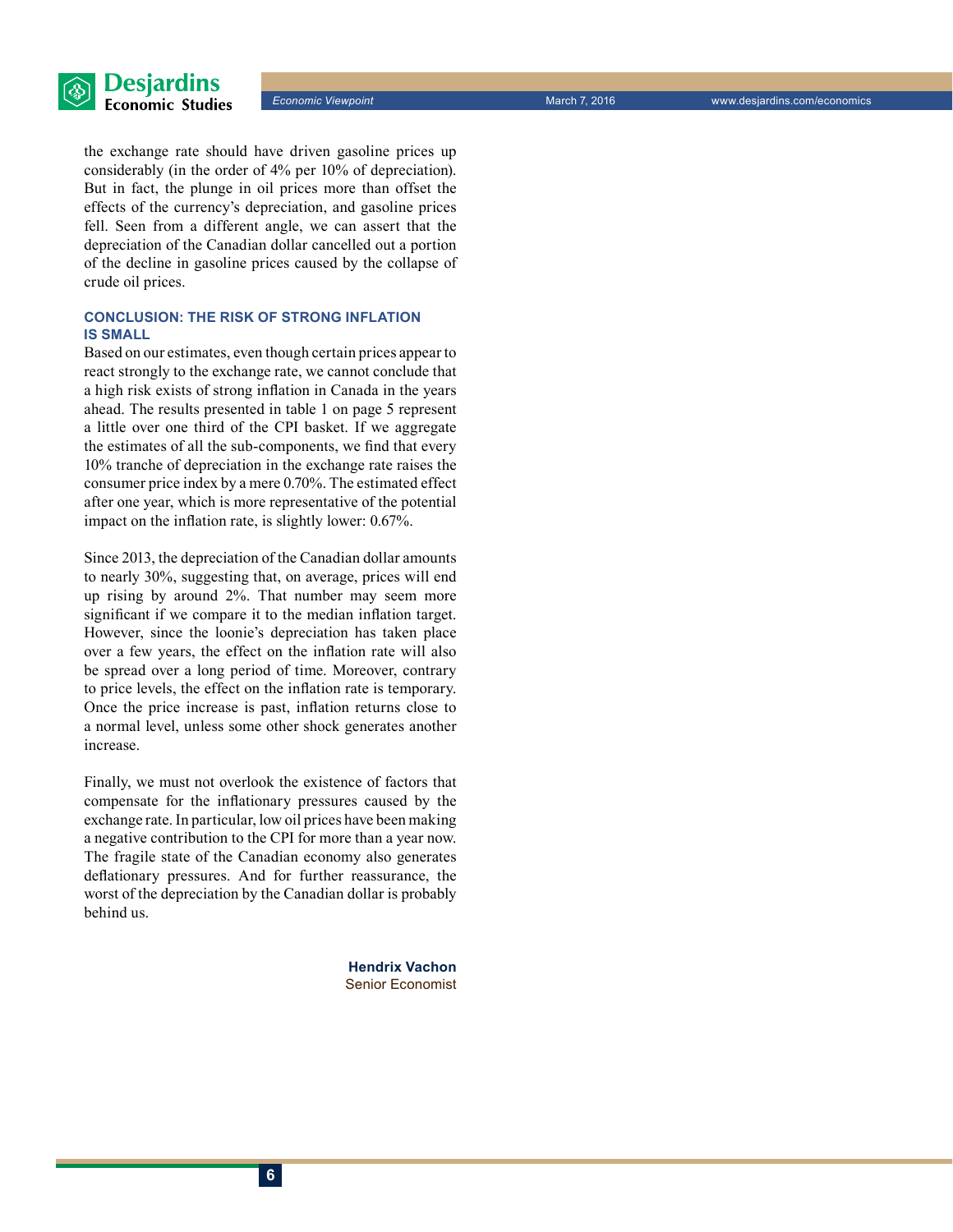the exchange rate should have driven gasoline prices up considerably (in the order of 4% per 10% of depreciation). But in fact, the plunge in oil prices more than offset the effects of the currency's depreciation, and gasoline prices fell. Seen from a different angle, we can assert that the depreciation of the Canadian dollar cancelled out a portion of the decline in gasoline prices caused by the collapse of crude oil prices.

### CONCLUSION: THE RISK OF STRONG INFLATION IS SMALL

Based on our estimates, even though certain prices appear to react strongly to the exchange rate, we cannot conclude that a high risk exists of strong inflation in Canada in the years ahead. The results presented in table 1 on page 5 represent a little over one third of the CPI basket. If we aggregate the estimates of all the sub-components, we find that every 10% tranche of depreciation in the exchange rate raises the consumer price index by a mere 0.70%. The estimated effect after one year, which is more representative of the potential impact on the inflation rate, is slightly lower: 0.67%.

Since 2013, the depreciation of the Canadian dollar amounts to nearly 30%, suggesting that, on average, prices will end up rising by around 2%. That number may seem more significant if we compare it to the median inflation target. However, since the loonie's depreciation has taken place over a few years, the effect on the inflation rate will also be spread over a long period of time. Moreover, contrary to price levels, the effect on the inflation rate is temporary. Once the price increase is past, inflation returns close to a normal level, unless some other shock generates another increase.

Finally, we must not overlook the existence of factors that compensate for the inflationary pressures caused by the exchange rate. In particular, low oil prices have been making a negative contribution to the CPI for more than a year now. The fragile state of the Canadian economy also generates deflationary pressures. And for further reassurance, the worst of the depreciation by the Canadian dollar is probably behind us.

**Hendrix Vachon**
Senior Economist